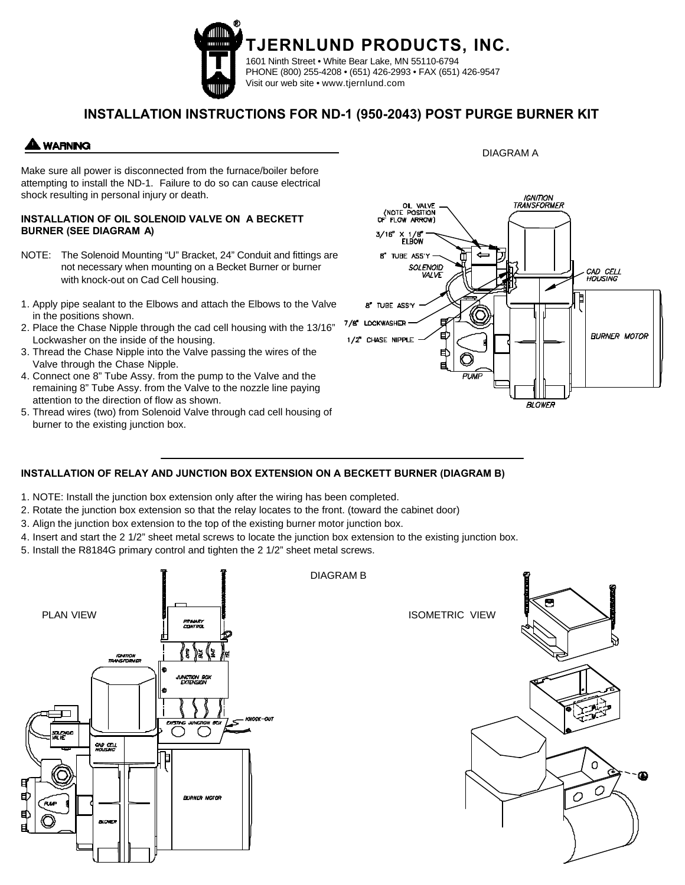# TJERNLUND PRODUCTS, INC.

1601 Ninth Street • White Bear Lake, MN 55110-6794
PHONE (800) 255-4208 • (651) 426-2993 • FAX (651) 426-9547
Visit our web site • www.tjernlund.com

## INSTALLATION INSTRUCTIONS FOR ND-1 (950-2043) POST PURGE BURNER KIT

**⚠ WARNING**

Make sure all power is disconnected from the furnace/boiler before attempting to install the ND-1. Failure to do so can cause electrical shock resulting in personal injury or death.

### INSTALLATION OF OIL SOLENOID VALVE ON A BECKETT BURNER (SEE DIAGRAM A)

NOTE: The Solenoid Mounting "U" Bracket, 24" Conduit and fittings are not necessary when mounting on a Becket Burner or burner with knock-out on Cad Cell housing.

1. Apply pipe sealant to the Elbows and attach the Elbows to the Valve in the positions shown.
2. Place the Chase Nipple through the cad cell housing with the 13/16" Lockwasher on the inside of the housing.
3. Thread the Chase Nipple into the Valve passing the wires of the Valve through the Chase Nipple.
4. Connect one 8" Tube Assy. from the pump to the Valve and the remaining 8" Tube Assy. from the Valve to the nozzle line paying attention to the direction of flow as shown.
5. Thread wires (two) from Solenoid Valve through cad cell housing of burner to the existing junction box.

DIAGRAM A

OIL VALVE (NOTE POSITION OF FLOW ARROW)
3/16" X 1/8" ELBOW
8" TUBE ASS'Y
SOLENOID VALVE
8" TUBE ASS'Y
7/8" LOCKWASHER
1/2" CHASE NIPPLE
IGNITION TRANSFORMER
CAD CELL HOUSING
BURNER MOTOR
PUMP
BLOWER

### INSTALLATION OF RELAY AND JUNCTION BOX EXTENSION ON A BECKETT BURNER (DIAGRAM B)

1. NOTE: Install the junction box extension only after the wiring has been completed.
2. Rotate the junction box extension so that the relay locates to the front. (toward the cabinet door)
3. Align the junction box extension to the top of the existing burner motor junction box.
4. Insert and start the 2 1/2" sheet metal screws to locate the junction box extension to the existing junction box.
5. Install the R8184G primary control and tighten the 2 1/2" sheet metal screws.

DIAGRAM B

PLAN VIEW

PRIMARY CONTROL
ORG BLK WHT YEL
IGNITION TRANSFORMER
JUNCTION BOX EXTENSION
EXISTING JUNCTION BOX
KNOCK-OUT
SOLENOID VALVE
CAD CELL HOUSING
BURNER MOTOR
PUMP
BLOWER

ISOMETRIC VIEW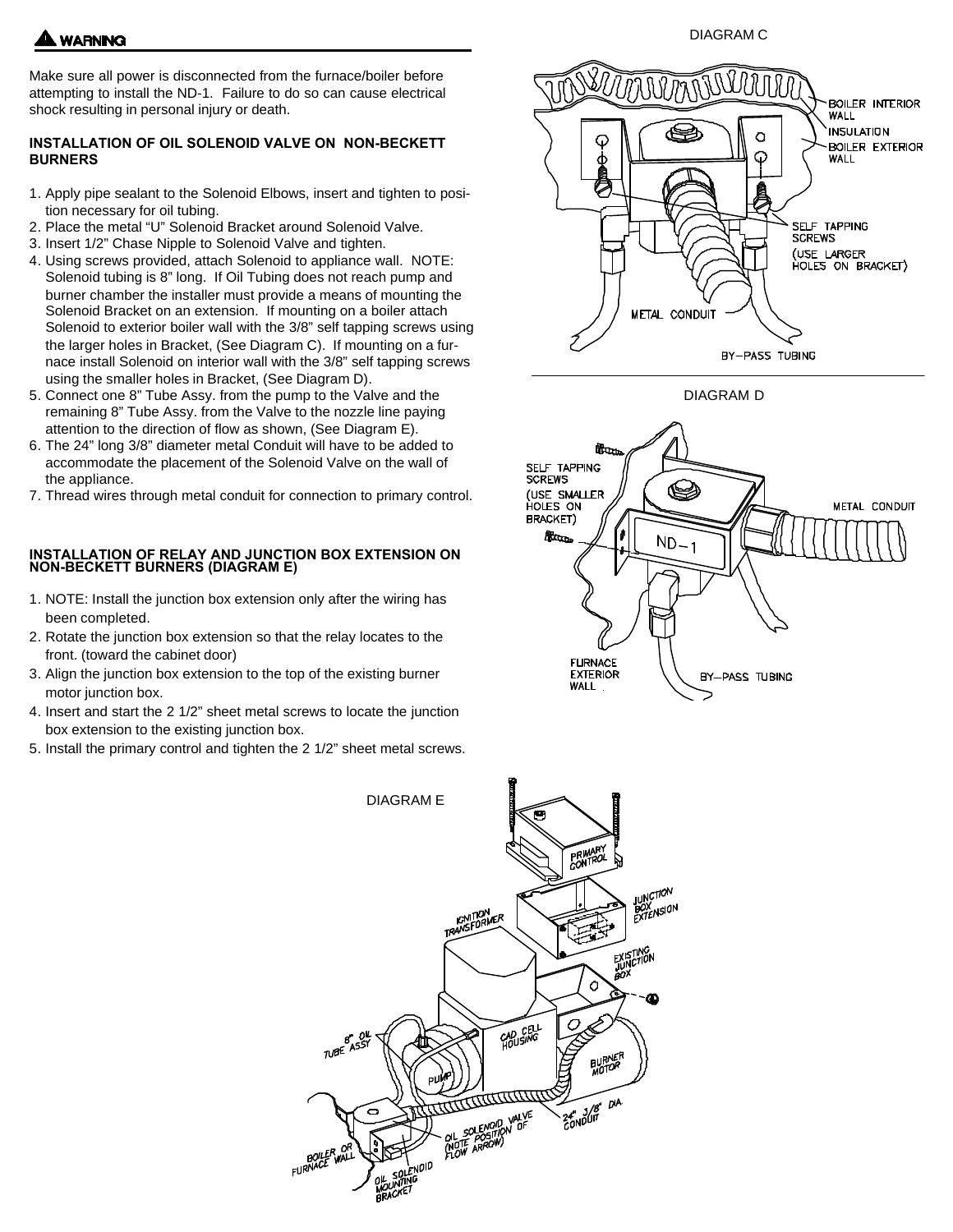## ⚠ WARNING

Make sure all power is disconnected from the furnace/boiler before attempting to install the ND-1. Failure to do so can cause electrical shock resulting in personal injury or death.

### INSTALLATION OF OIL SOLENOID VALVE ON NON-BECKETT BURNERS

1. Apply pipe sealant to the Solenoid Elbows, insert and tighten to position necessary for oil tubing.
2. Place the metal “U” Solenoid Bracket around Solenoid Valve.
3. Insert 1/2” Chase Nipple to Solenoid Valve and tighten.
4. Using screws provided, attach Solenoid to appliance wall. NOTE: Solenoid tubing is 8” long. If Oil Tubing does not reach pump and burner chamber the installer must provide a means of mounting the Solenoid Bracket on an extension. If mounting on a boiler attach Solenoid to exterior boiler wall with the 3/8” self tapping screws using the larger holes in Bracket, (See Diagram C). If mounting on a furnace install Solenoid on interior wall with the 3/8” self tapping screws using the smaller holes in Bracket, (See Diagram D).
5. Connect one 8” Tube Assy. from the pump to the Valve and the remaining 8” Tube Assy. from the Valve to the nozzle line paying attention to the direction of flow as shown, (See Diagram E).
6. The 24” long 3/8” diameter metal Conduit will have to be added to accommodate the placement of the Solenoid Valve on the wall of the appliance.
7. Thread wires through metal conduit for connection to primary control.

### INSTALLATION OF RELAY AND JUNCTION BOX EXTENSION ON NON-BECKETT BURNERS (DIAGRAM E)

1. NOTE: Install the junction box extension only after the wiring has been completed.
2. Rotate the junction box extension so that the relay locates to the front. (toward the cabinet door)
3. Align the junction box extension to the top of the existing burner motor junction box.
4. Insert and start the 2 1/2” sheet metal screws to locate the junction box extension to the existing junction box.
5. Install the primary control and tighten the 2 1/2” sheet metal screws.

DIAGRAM C

BOILER INTERIOR WALL
INSULATION
BOILER EXTERIOR WALL
SELF TAPPING SCREWS (USE LARGER HOLES ON BRACKET)
METAL CONDUIT
BY-PASS TUBING

DIAGRAM D

SELF TAPPING SCREWS (USE SMALLER HOLES ON BRACKET)
ND-1
METAL CONDUIT
FURNACE EXTERIOR WALL
BY-PASS TUBING

DIAGRAM E

PRIMARY CONTROL
JUNCTION BOX EXTENSION
IGNITION TRANSFORMER
EXISTING JUNCTION BOX
8" OIL TUBE ASSY
CAD CELL HOUSING
PUMP
BURNER MOTOR
BOILER OR FURNACE WALL
OIL SOLENOID VALVE (NOTE POSITION OF FLOW ARROW)
24" 3/8" DIA. CONDUIT
OIL SOLENOID MOUNTING BRACKET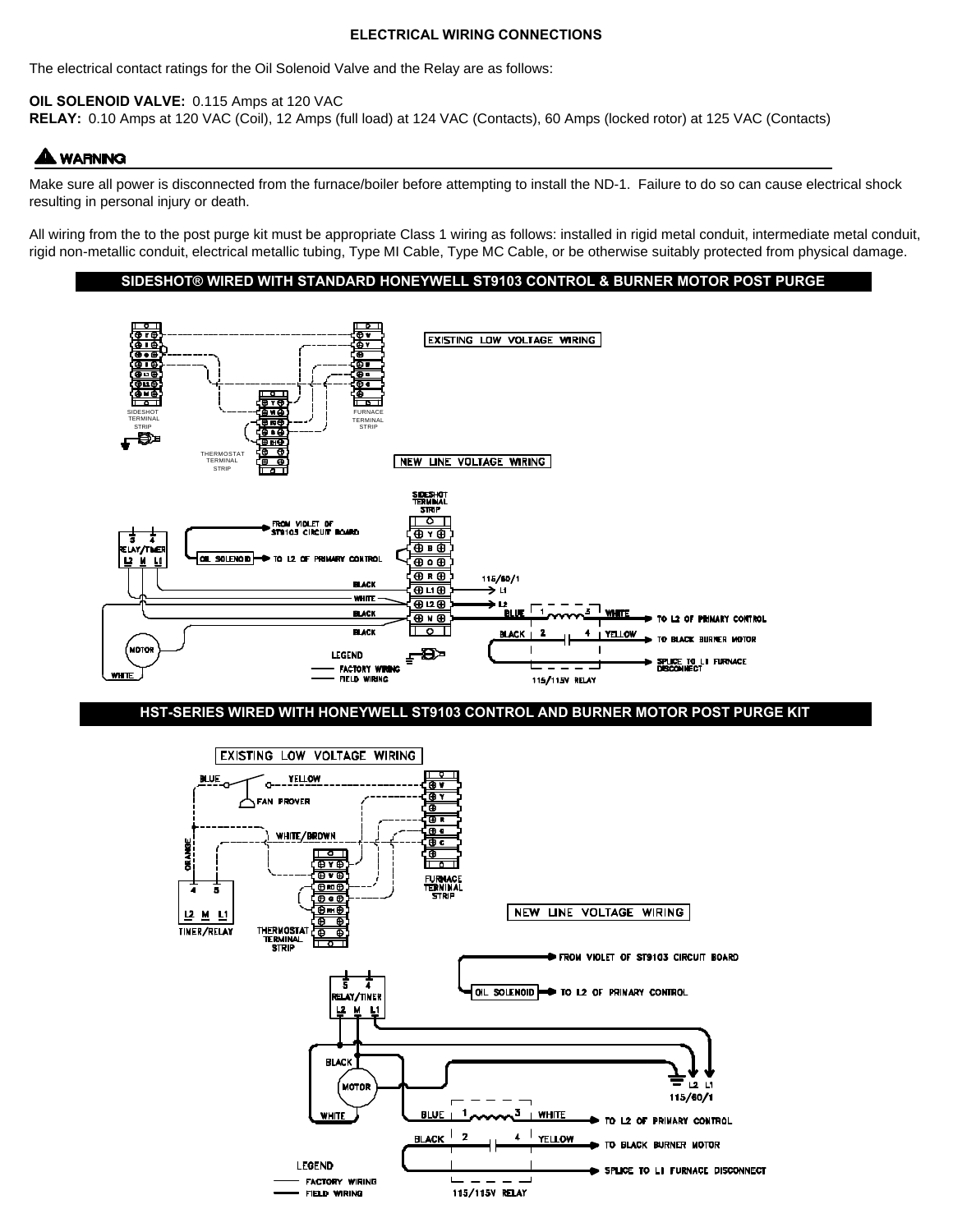## ELECTRICAL WIRING CONNECTIONS

The electrical contact ratings for the Oil Solenoid Valve and the Relay are as follows:

**OIL SOLENOID VALVE:** 0.115 Amps at 120 VAC
**RELAY:** 0.10 Amps at 120 VAC (Coil), 12 Amps (full load) at 124 VAC (Contacts), 60 Amps (locked rotor) at 125 VAC (Contacts)

### ⚠ WARNING

Make sure all power is disconnected from the furnace/boiler before attempting to install the ND-1. Failure to do so can cause electrical shock resulting in personal injury or death.

All wiring from the to the post purge kit must be appropriate Class 1 wiring as follows: installed in rigid metal conduit, intermediate metal conduit, rigid non-metallic conduit, electrical metallic tubing, Type MI Cable, Type MC Cable, or be otherwise suitably protected from physical damage.

### SIDESHOT® WIRED WITH STANDARD HONEYWELL ST9103 CONTROL & BURNER MOTOR POST PURGE

### HST-SERIES WIRED WITH HONEYWELL ST9103 CONTROL AND BURNER MOTOR POST PURGE KIT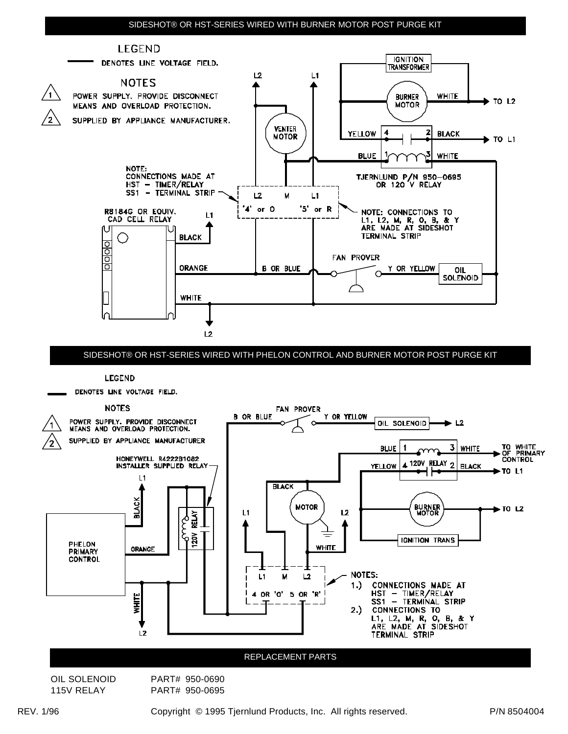## SIDESHOT® OR HST-SERIES WIRED WITH BURNER MOTOR POST PURGE KIT

LEGEND

DENOTES LINE VOLTAGE FIELD.

NOTES

1. POWER SUPPLY. PROVIDE DISCONNECT MEANS AND OVERLOAD PROTECTION.
2. SUPPLIED BY APPLIANCE MANUFACTURER.

L2
L1
IGNITION TRANSFORMER
BURNER MOTOR
WHITE
TO L2
VENTER MOTOR
YELLOW 4 2 BLACK
TO L1
BLUE 1 3 WHITE
TJERNLUND P/N 950-0695 OR 120 V RELAY
NOTE: CONNECTIONS MADE AT HST - TIMER/RELAY SS1 - TERMINAL STRIP
L2 M L1
'4' or O '5' or R
NOTE: CONNECTIONS TO L1, L2, M, R, O, B, & Y ARE MADE AT SIDESHOT TERMINAL STRIP
R8184G OR EQUIV. CAD CELL RELAY
L1
BLACK
ORANGE
B OR BLUE
FAN PROVER
Y OR YELLOW
OIL SOLENOID
WHITE
L2

## SIDESHOT® OR HST-SERIES WIRED WITH PHELON CONTROL AND BURNER MOTOR POST PURGE KIT

LEGEND

DENOTES LINE VOLTAGE FIELD.

NOTES

1. POWER SUPPLY. PROVIDE DISCONNECT MEANS AND OVERLOAD PROTECTION.
2. SUPPLIED BY APPLIANCE MANUFACTURER

B OR BLUE
FAN PROVER
Y OR YELLOW
OIL SOLENOID
L2
BLUE 1 3 WHITE
TO WHITE OF PRIMARY CONTROL
YELLOW 4 120V RELAY 2 BLACK
TO L1
HONEYWELL R4222B1082 INSTALLER SUPPLIED RELAY
L1
BLACK
120V RELAY
PHELON PRIMARY CONTROL
ORANGE
WHITE
L2
BLACK
MOTOR
L1
L2
WHITE
BURNER MOTOR
TO L2
IGNITION TRANS
L1 M L2
4 OR 'O' 5 OR 'R'

NOTES:
1.) CONNECTIONS MADE AT HST - TIMER/RELAY SS1 - TERMINAL STRIP
2.) CONNECTIONS TO L1, L2, M, R, O, B, & Y ARE MADE AT SIDESHOT TERMINAL STRIP

## REPLACEMENT PARTS

| | |
|---|---|
| OIL SOLENOID | PART# 950-0690 |
| 115V RELAY | PART# 950-0695 |

REV. 1/96 Copyright © 1995 Tjernlund Products, Inc. All rights reserved. P/N 8504004